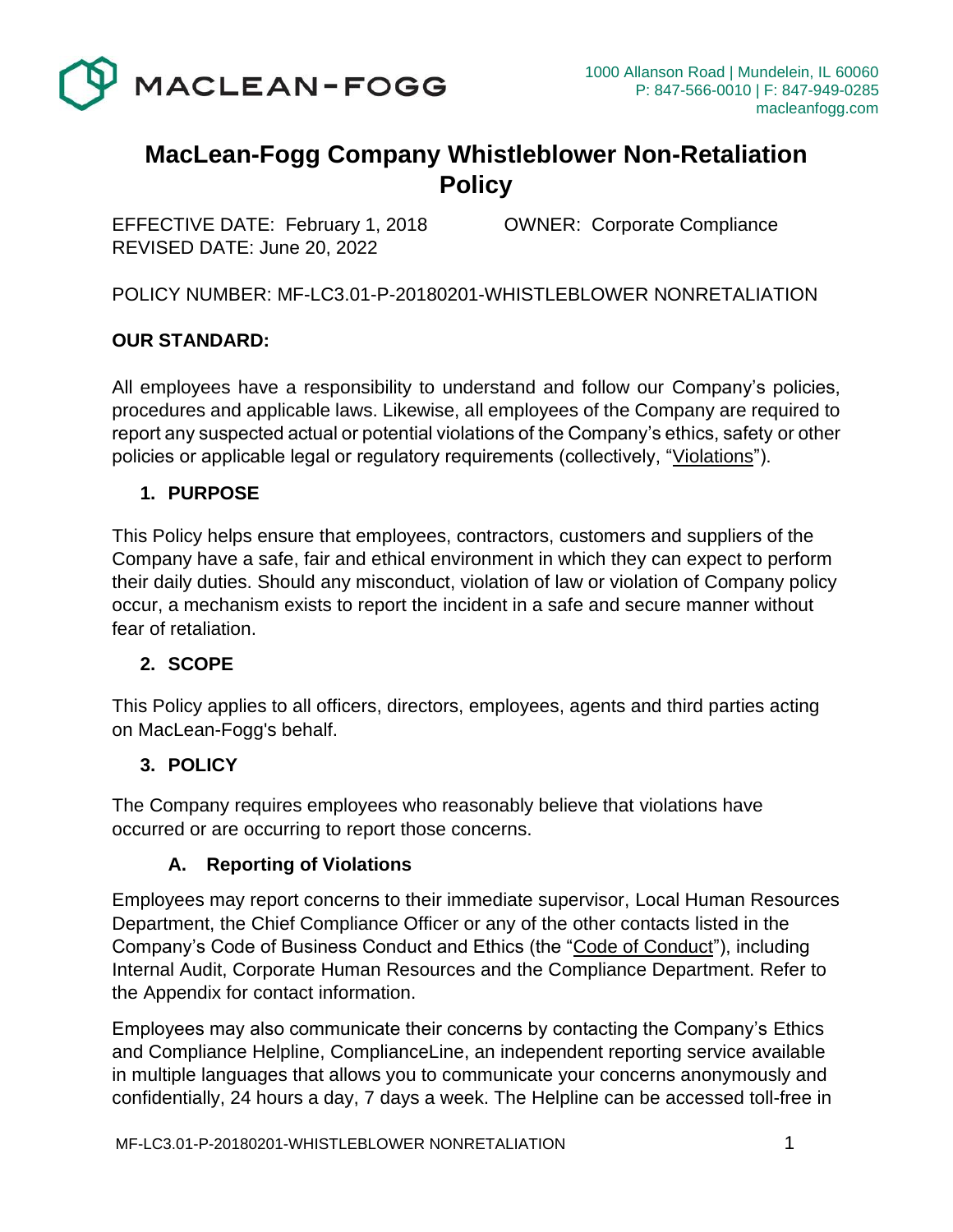MACLEAN-FOGG

1000 Allanson Road | Mundelein, IL 60060
P: 847-566-0010 | F: 847-949-0285
macleanfogg.com

# MacLean-Fogg Company Whistleblower Non-Retaliation Policy

EFFECTIVE DATE: February 1, 2018 OWNER: Corporate Compliance
REVISED DATE: June 20, 2022

POLICY NUMBER: MF-LC3.01-P-20180201-WHISTLEBLOWER NONRETALIATION

**OUR STANDARD:**

All employees have a responsibility to understand and follow our Company's policies, procedures and applicable laws. Likewise, all employees of the Company are required to report any suspected actual or potential violations of the Company's ethics, safety or other policies or applicable legal or regulatory requirements (collectively, "Violations").

## 1. PURPOSE

This Policy helps ensure that employees, contractors, customers and suppliers of the Company have a safe, fair and ethical environment in which they can expect to perform their daily duties. Should any misconduct, violation of law or violation of Company policy occur, a mechanism exists to report the incident in a safe and secure manner without fear of retaliation.

## 2. SCOPE

This Policy applies to all officers, directors, employees, agents and third parties acting on MacLean-Fogg's behalf.

## 3. POLICY

The Company requires employees who reasonably believe that violations have occurred or are occurring to report those concerns.

### A. Reporting of Violations

Employees may report concerns to their immediate supervisor, Local Human Resources Department, the Chief Compliance Officer or any of the other contacts listed in the Company's Code of Business Conduct and Ethics (the "Code of Conduct"), including Internal Audit, Corporate Human Resources and the Compliance Department. Refer to the Appendix for contact information.

Employees may also communicate their concerns by contacting the Company's Ethics and Compliance Helpline, ComplianceLine, an independent reporting service available in multiple languages that allows you to communicate your concerns anonymously and confidentially, 24 hours a day, 7 days a week. The Helpline can be accessed toll-free in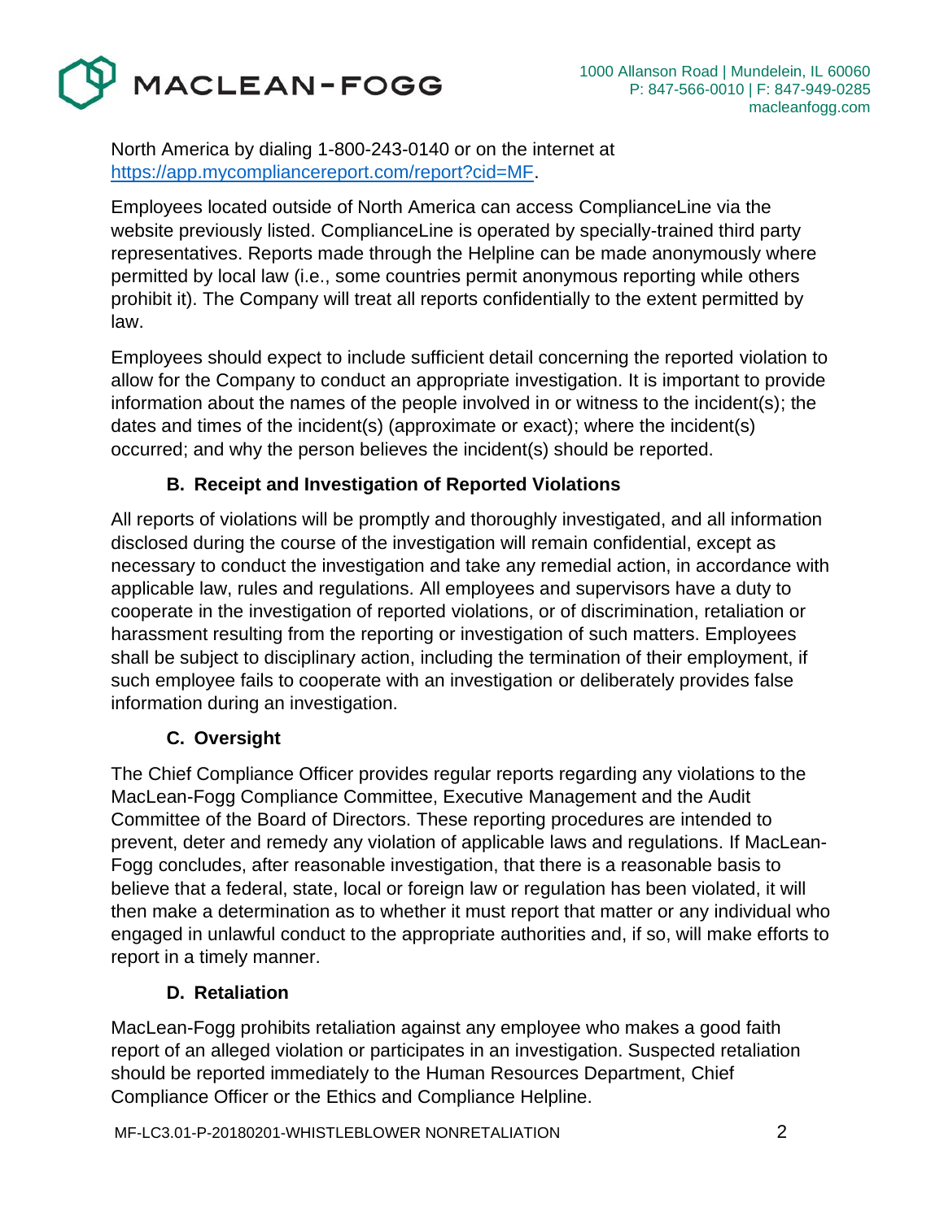North America by dialing 1-800-243-0140 or on the internet at [https://app.mycompliancereport.com/report?cid=MF](https://app.mycompliancereport.com/report?cid=MF).

Employees located outside of North America can access ComplianceLine via the website previously listed. ComplianceLine is operated by specially-trained third party representatives. Reports made through the Helpline can be made anonymously where permitted by local law (i.e., some countries permit anonymous reporting while others prohibit it). The Company will treat all reports confidentially to the extent permitted by law.

Employees should expect to include sufficient detail concerning the reported violation to allow for the Company to conduct an appropriate investigation. It is important to provide information about the names of the people involved in or witness to the incident(s); the dates and times of the incident(s) (approximate or exact); where the incident(s) occurred; and why the person believes the incident(s) should be reported.

### B. Receipt and Investigation of Reported Violations

All reports of violations will be promptly and thoroughly investigated, and all information disclosed during the course of the investigation will remain confidential, except as necessary to conduct the investigation and take any remedial action, in accordance with applicable law, rules and regulations. All employees and supervisors have a duty to cooperate in the investigation of reported violations, or of discrimination, retaliation or harassment resulting from the reporting or investigation of such matters. Employees shall be subject to disciplinary action, including the termination of their employment, if such employee fails to cooperate with an investigation or deliberately provides false information during an investigation.

### C. Oversight

The Chief Compliance Officer provides regular reports regarding any violations to the MacLean-Fogg Compliance Committee, Executive Management and the Audit Committee of the Board of Directors. These reporting procedures are intended to prevent, deter and remedy any violation of applicable laws and regulations. If MacLean-Fogg concludes, after reasonable investigation, that there is a reasonable basis to believe that a federal, state, local or foreign law or regulation has been violated, it will then make a determination as to whether it must report that matter or any individual who engaged in unlawful conduct to the appropriate authorities and, if so, will make efforts to report in a timely manner.

### D. Retaliation

MacLean-Fogg prohibits retaliation against any employee who makes a good faith report of an alleged violation or participates in an investigation. Suspected retaliation should be reported immediately to the Human Resources Department, Chief Compliance Officer or the Ethics and Compliance Helpline.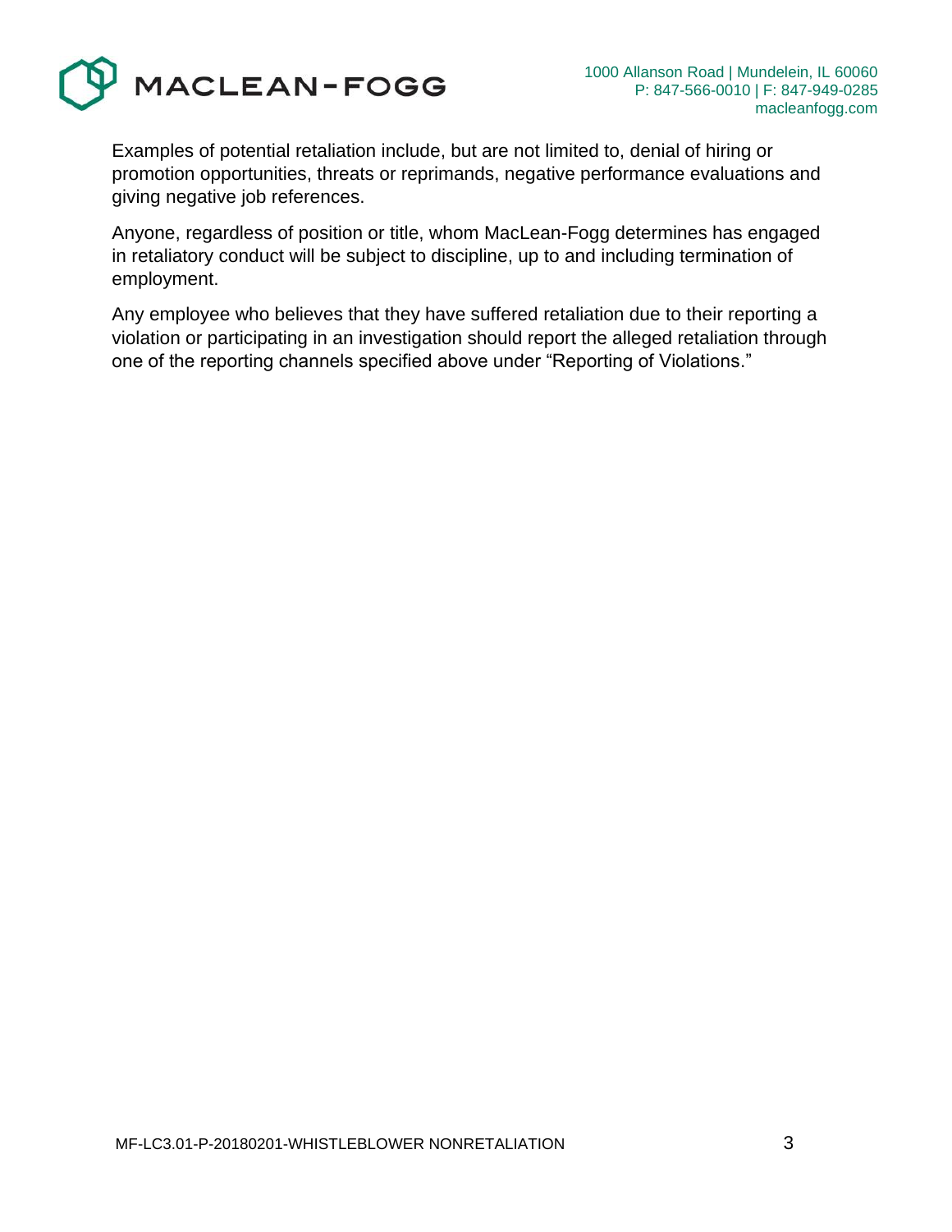Examples of potential retaliation include, but are not limited to, denial of hiring or promotion opportunities, threats or reprimands, negative performance evaluations and giving negative job references.

Anyone, regardless of position or title, whom MacLean-Fogg determines has engaged in retaliatory conduct will be subject to discipline, up to and including termination of employment.

Any employee who believes that they have suffered retaliation due to their reporting a violation or participating in an investigation should report the alleged retaliation through one of the reporting channels specified above under "Reporting of Violations."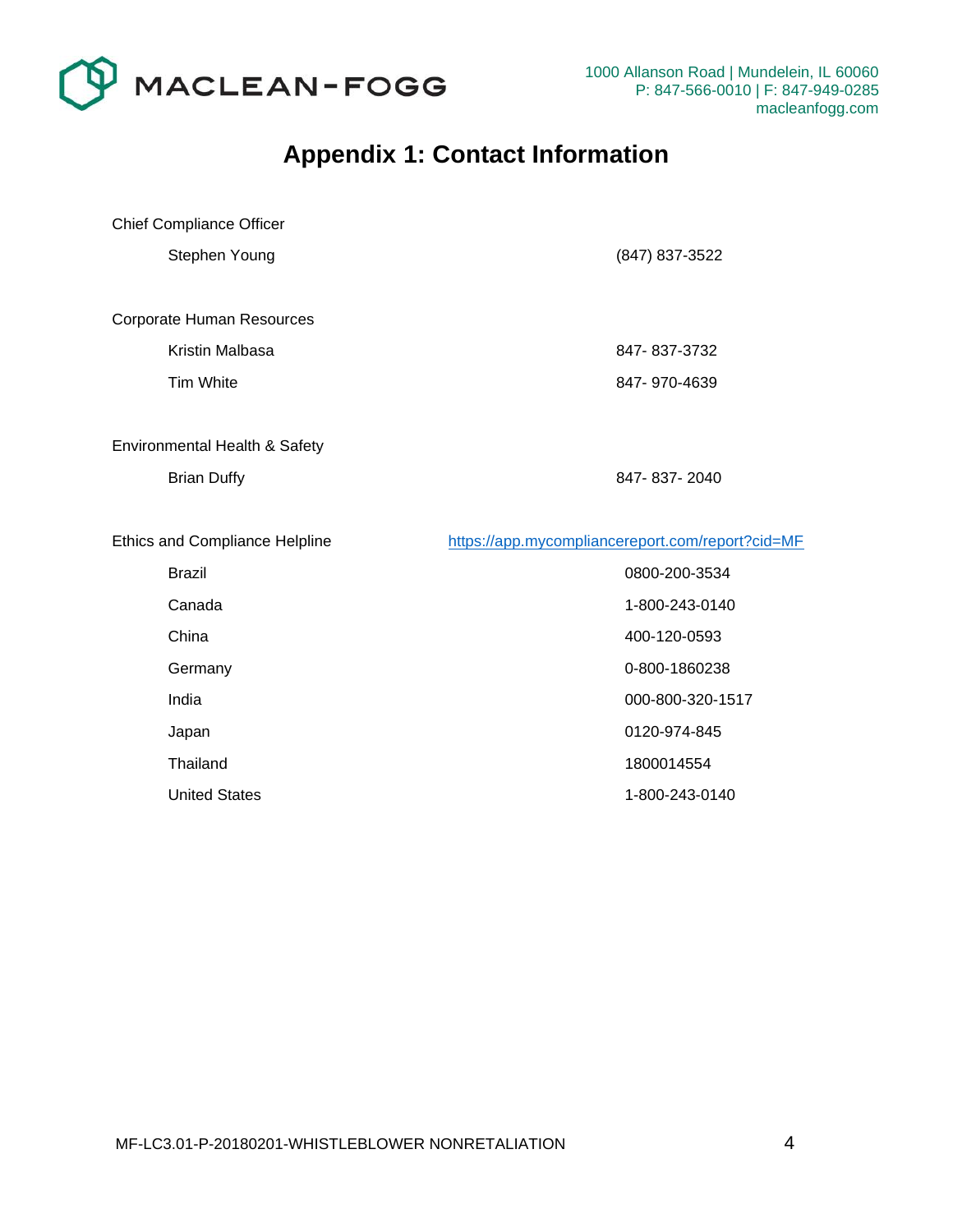MACLEAN-FOGG

1000 Allanson Road | Mundelein, IL 60060
P: 847-566-0010 | F: 847-949-0285
macleanfogg.com

# Appendix 1: Contact Information

| | |
|---|---|
| **Chief Compliance Officer** | |
| Stephen Young | (847) 837-3522 |
| **Corporate Human Resources** | |
| Kristin Malbasa | 847- 837-3732 |
| Tim White | 847- 970-4639 |
| **Environmental Health & Safety** | |
| Brian Duffy | 847- 837- 2040 |
| **Ethics and Compliance Helpline** | https://app.mycompliancereport.com/report?cid=MF |
| Brazil | 0800-200-3534 |
| Canada | 1-800-243-0140 |
| China | 400-120-0593 |
| Germany | 0-800-1860238 |
| India | 000-800-320-1517 |
| Japan | 0120-974-845 |
| Thailand | 1800014554 |
| United States | 1-800-243-0140 |

MF-LC3.01-P-20180201-WHISTLEBLOWER NONRETALIATION